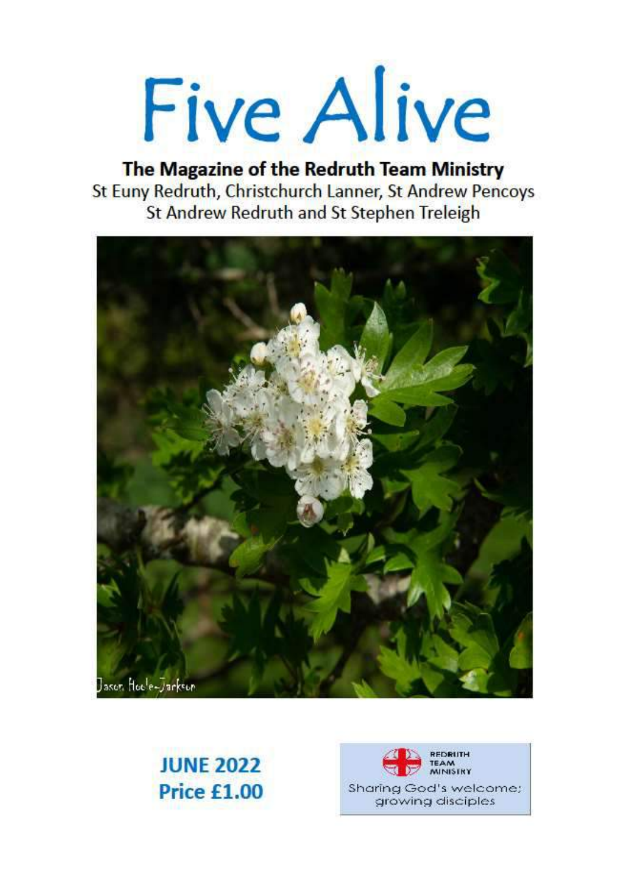# Five Alive

**The Magazine of the Redruth Team Ministry**

St Euny Redruth, Christchurch Lanner, St Andrew Pencoys
St Andrew Redruth and St Stephen Treleigh

Jason Hoole-Jackson

**JUNE 2022**
**Price £1.00**

REDRUTH TEAM MINISTRY

Sharing God's welcome; growing disciples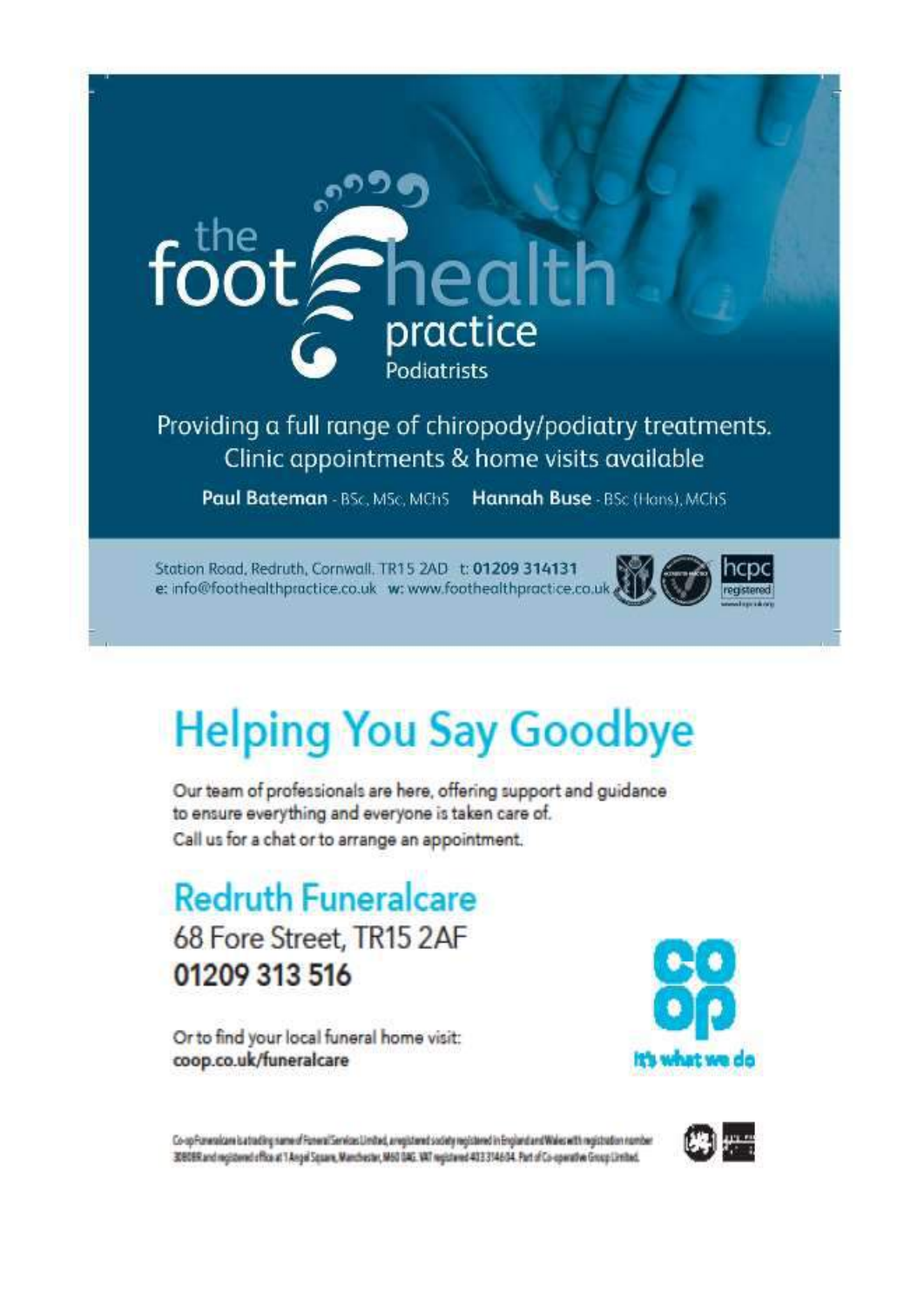# the foot health practice

Podiatrists

Providing a full range of chiropody/podiatry treatments.
Clinic appointments & home visits available

**Paul Bateman** - BSc, MSc, MChS **Hannah Buse** - BSc (Hons), MChS

Station Road, Redruth, Cornwall. TR15 2AD t: 01209 314131
e: info@foothealthpractice.co.uk w: www.foothealthpractice.co.uk

hcpc registered

# Helping You Say Goodbye

Our team of professionals are here, offering support and guidance to ensure everything and everyone is taken care of.
Call us for a chat or to arrange an appointment.

## Redruth Funeralcare

68 Fore Street, TR15 2AF
**01209 313 516**

Or to find your local funeral home visit:
**coop.co.uk/funeralcare**

co op
It's what we do

Co-op Funeralcare is a trading name of Funeral Services Limited, a registered society registered in England and Wales with registration number 30808R and registered office at 1 Angel Square, Manchester, M60 0AG. VAT registered 403 3146 04. Part of Co-operative Group Limited.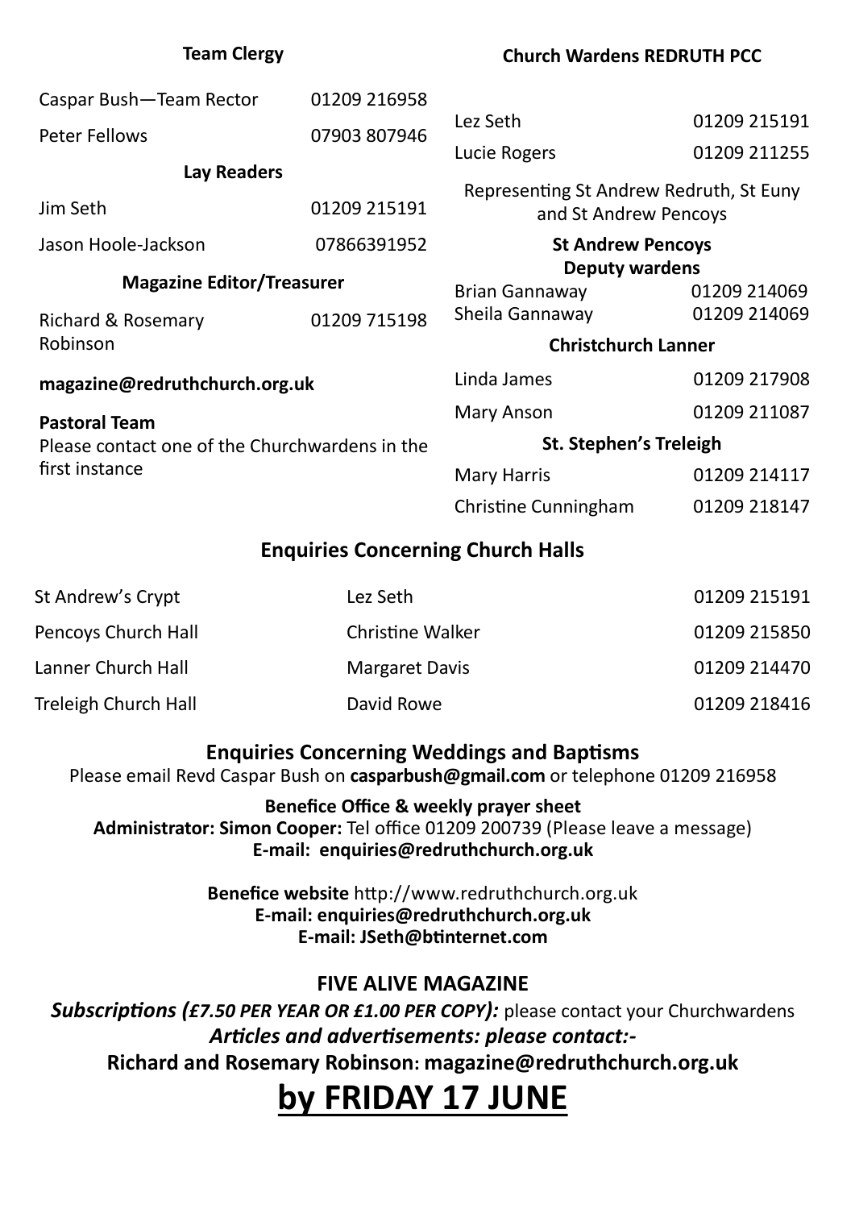### Team Clergy

| | |
|---|---|
| Caspar Bush—Team Rector | 01209 216958 |
| Peter Fellows | 07903 807946 |

### Lay Readers

| | |
|---|---|
| Jim Seth | 01209 215191 |
| Jason Hoole-Jackson | 07866391952 |

### Magazine Editor/Treasurer

| | |
|---|---|
| Richard & Rosemary Robinson | 01209 715198 |

**magazine@redruthchurch.org.uk**

**Pastoral Team**
Please contact one of the Churchwardens in the first instance

### Church Wardens REDRUTH PCC

| | |
|---|---|
| Lez Seth | 01209 215191 |
| Lucie Rogers | 01209 211255 |

Representing St Andrew Redruth, St Euny and St Andrew Pencoys

**St Andrew Pencoys**
**Deputy wardens**

| | |
|---|---|
| Brian Gannaway | 01209 214069 |
| Sheila Gannaway | 01209 214069 |

**Christchurch Lanner**

| | |
|---|---|
| Linda James | 01209 217908 |
| Mary Anson | 01209 211087 |

**St. Stephen's Treleigh**

| | |
|---|---|
| Mary Harris | 01209 214117 |
| Christine Cunningham | 01209 218147 |

## Enquiries Concerning Church Halls

| | | |
|---|---|---|
| St Andrew's Crypt | Lez Seth | 01209 215191 |
| Pencoys Church Hall | Christine Walker | 01209 215850 |
| Lanner Church Hall | Margaret Davis | 01209 214470 |
| Treleigh Church Hall | David Rowe | 01209 218416 |

## Enquiries Concerning Weddings and Baptisms

Please email Revd Caspar Bush on **casparbush@gmail.com** or telephone 01209 216958

**Benefice Office & weekly prayer sheet**
**Administrator: Simon Cooper:** Tel office 01209 200739 (Please leave a message)
**E-mail: enquiries@redruthchurch.org.uk**

**Benefice website** http://www.redruthchurch.org.uk
**E-mail: enquiries@redruthchurch.org.uk**
**E-mail: JSeth@btinternet.com**

## FIVE ALIVE MAGAZINE

***Subscriptions (£7.50 PER YEAR OR £1.00 PER COPY):*** please contact your Churchwardens
***Articles and advertisements: please contact:-***
**Richard and Rosemary Robinson: magazine@redruthchurch.org.uk**

# by FRIDAY 17 JUNE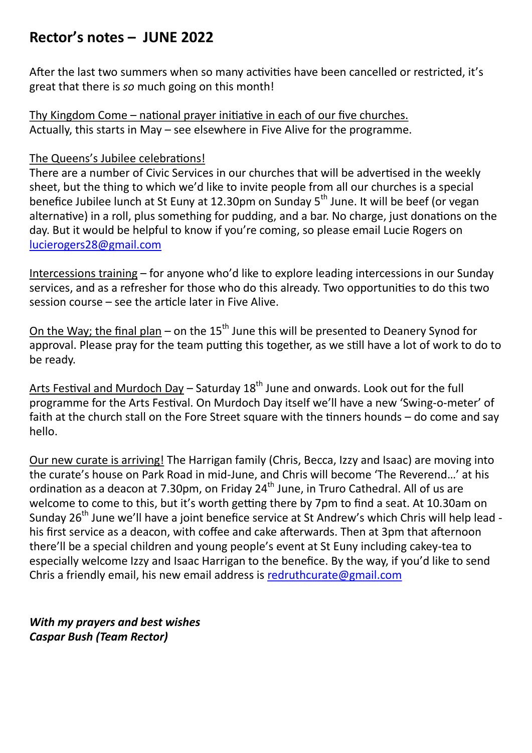# Rector's notes – JUNE 2022

After the last two summers when so many activities have been cancelled or restricted, it's great that there is *so* much going on this month!

Thy Kingdom Come – national prayer initiative in each of our five churches.
Actually, this starts in May – see elsewhere in Five Alive for the programme.

The Queens's Jubilee celebrations!
There are a number of Civic Services in our churches that will be advertised in the weekly sheet, but the thing to which we'd like to invite people from all our churches is a special benefice Jubilee lunch at St Euny at 12.30pm on Sunday 5th June. It will be beef (or vegan alternative) in a roll, plus something for pudding, and a bar. No charge, just donations on the day. But it would be helpful to know if you're coming, so please email Lucie Rogers on lucierogers28@gmail.com

Intercessions training – for anyone who'd like to explore leading intercessions in our Sunday services, and as a refresher for those who do this already. Two opportunities to do this two session course – see the article later in Five Alive.

On the Way; the final plan – on the 15th June this will be presented to Deanery Synod for approval. Please pray for the team putting this together, as we still have a lot of work to do to be ready.

Arts Festival and Murdoch Day – Saturday 18th June and onwards. Look out for the full programme for the Arts Festival. On Murdoch Day itself we'll have a new 'Swing-o-meter' of faith at the church stall on the Fore Street square with the tinners hounds – do come and say hello.

Our new curate is arriving! The Harrigan family (Chris, Becca, Izzy and Isaac) are moving into the curate's house on Park Road in mid-June, and Chris will become 'The Reverend…' at his ordination as a deacon at 7.30pm, on Friday 24th June, in Truro Cathedral. All of us are welcome to come to this, but it's worth getting there by 7pm to find a seat. At 10.30am on Sunday 26th June we'll have a joint benefice service at St Andrew's which Chris will help lead - his first service as a deacon, with coffee and cake afterwards. Then at 3pm that afternoon there'll be a special children and young people's event at St Euny including cakey-tea to especially welcome Izzy and Isaac Harrigan to the benefice. By the way, if you'd like to send Chris a friendly email, his new email address is redruthcurate@gmail.com

***With my prayers and best wishes***
***Caspar Bush (Team Rector)***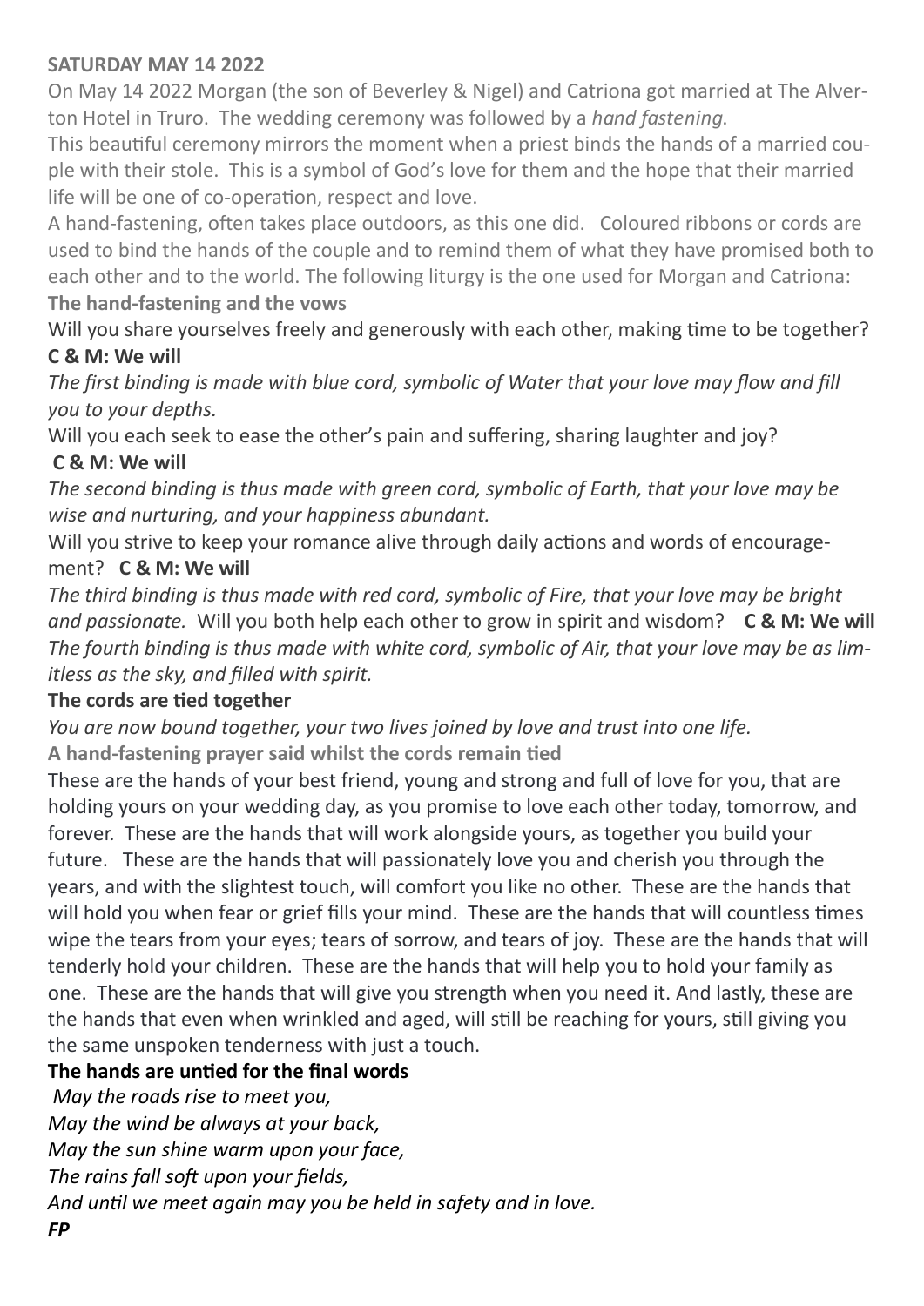**SATURDAY MAY 14 2022**

On May 14 2022 Morgan (the son of Beverley & Nigel) and Catriona got married at The Alverton Hotel in Truro. The wedding ceremony was followed by a *hand fastening.*

This beautiful ceremony mirrors the moment when a priest binds the hands of a married couple with their stole. This is a symbol of God's love for them and the hope that their married life will be one of co-operation, respect and love.

A hand-fastening, often takes place outdoors, as this one did. Coloured ribbons or cords are used to bind the hands of the couple and to remind them of what they have promised both to each other and to the world. The following liturgy is the one used for Morgan and Catriona:

**The hand-fastening and the vows**

Will you share yourselves freely and generously with each other, making time to be together?

**C & M: We will**

*The first binding is made with blue cord, symbolic of Water that your love may flow and fill you to your depths.*

Will you each seek to ease the other's pain and suffering, sharing laughter and joy?

**C & M: We will**

*The second binding is thus made with green cord, symbolic of Earth, that your love may be wise and nurturing, and your happiness abundant.*

Will you strive to keep your romance alive through daily actions and words of encouragement? **C & M: We will**

*The third binding is thus made with red cord, symbolic of Fire, that your love may be bright and passionate.* Will you both help each other to grow in spirit and wisdom? **C & M: We will**

*The fourth binding is thus made with white cord, symbolic of Air, that your love may be as limitless as the sky, and filled with spirit.*

**The cords are tied together**

*You are now bound together, your two lives joined by love and trust into one life.*

**A hand-fastening prayer said whilst the cords remain tied**

These are the hands of your best friend, young and strong and full of love for you, that are holding yours on your wedding day, as you promise to love each other today, tomorrow, and forever. These are the hands that will work alongside yours, as together you build your future. These are the hands that will passionately love you and cherish you through the years, and with the slightest touch, will comfort you like no other. These are the hands that will hold you when fear or grief fills your mind. These are the hands that will countless times wipe the tears from your eyes; tears of sorrow, and tears of joy. These are the hands that will tenderly hold your children. These are the hands that will help you to hold your family as one. These are the hands that will give you strength when you need it. And lastly, these are the hands that even when wrinkled and aged, will still be reaching for yours, still giving you the same unspoken tenderness with just a touch.

**The hands are untied for the final words**

*May the roads rise to meet you,*
*May the wind be always at your back,*
*May the sun shine warm upon your face,*
*The rains fall soft upon your fields,*
*And until we meet again may you be held in safety and in love.*

***FP***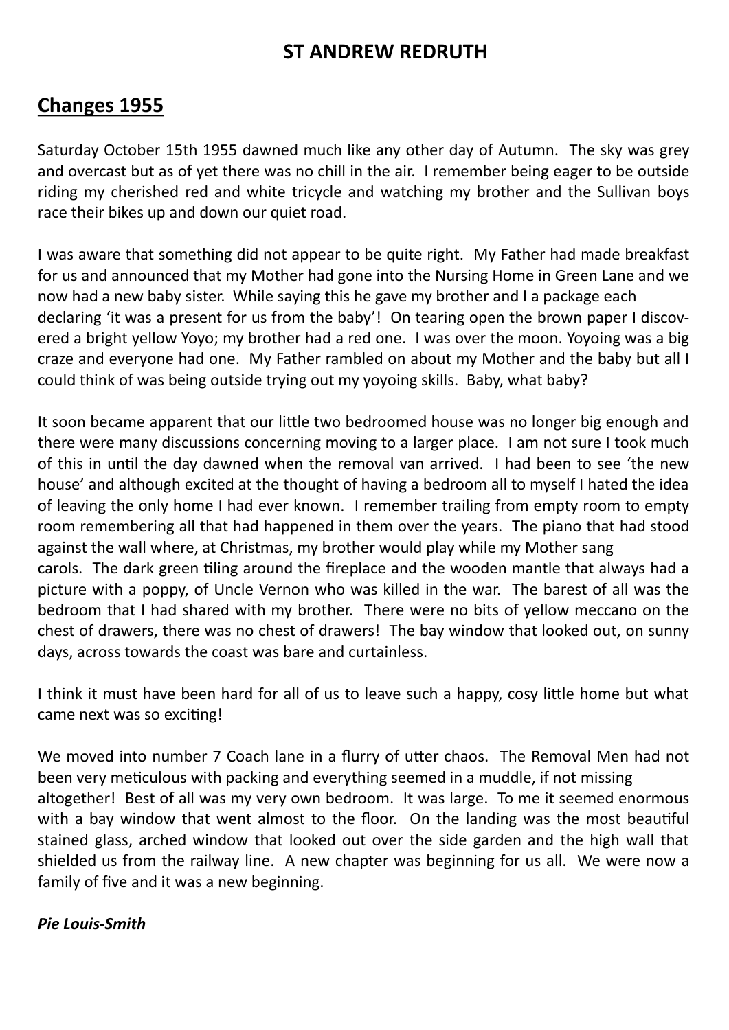# ST ANDREW REDRUTH

## Changes 1955

Saturday October 15th 1955 dawned much like any other day of Autumn. The sky was grey and overcast but as of yet there was no chill in the air. I remember being eager to be outside riding my cherished red and white tricycle and watching my brother and the Sullivan boys race their bikes up and down our quiet road.

I was aware that something did not appear to be quite right. My Father had made breakfast for us and announced that my Mother had gone into the Nursing Home in Green Lane and we now had a new baby sister. While saying this he gave my brother and I a package each declaring 'it was a present for us from the baby'! On tearing open the brown paper I discovered a bright yellow Yoyo; my brother had a red one. I was over the moon. Yoyoing was a big craze and everyone had one. My Father rambled on about my Mother and the baby but all I could think of was being outside trying out my yoyoing skills. Baby, what baby?

It soon became apparent that our little two bedroomed house was no longer big enough and there were many discussions concerning moving to a larger place. I am not sure I took much of this in until the day dawned when the removal van arrived. I had been to see 'the new house' and although excited at the thought of having a bedroom all to myself I hated the idea of leaving the only home I had ever known. I remember trailing from empty room to empty room remembering all that had happened in them over the years. The piano that had stood against the wall where, at Christmas, my brother would play while my Mother sang carols. The dark green tiling around the fireplace and the wooden mantle that always had a picture with a poppy, of Uncle Vernon who was killed in the war. The barest of all was the bedroom that I had shared with my brother. There were no bits of yellow meccano on the chest of drawers, there was no chest of drawers! The bay window that looked out, on sunny days, across towards the coast was bare and curtainless.

I think it must have been hard for all of us to leave such a happy, cosy little home but what came next was so exciting!

We moved into number 7 Coach lane in a flurry of utter chaos. The Removal Men had not been very meticulous with packing and everything seemed in a muddle, if not missing altogether! Best of all was my very own bedroom. It was large. To me it seemed enormous with a bay window that went almost to the floor. On the landing was the most beautiful stained glass, arched window that looked out over the side garden and the high wall that shielded us from the railway line. A new chapter was beginning for us all. We were now a family of five and it was a new beginning.

***Pie Louis-Smith***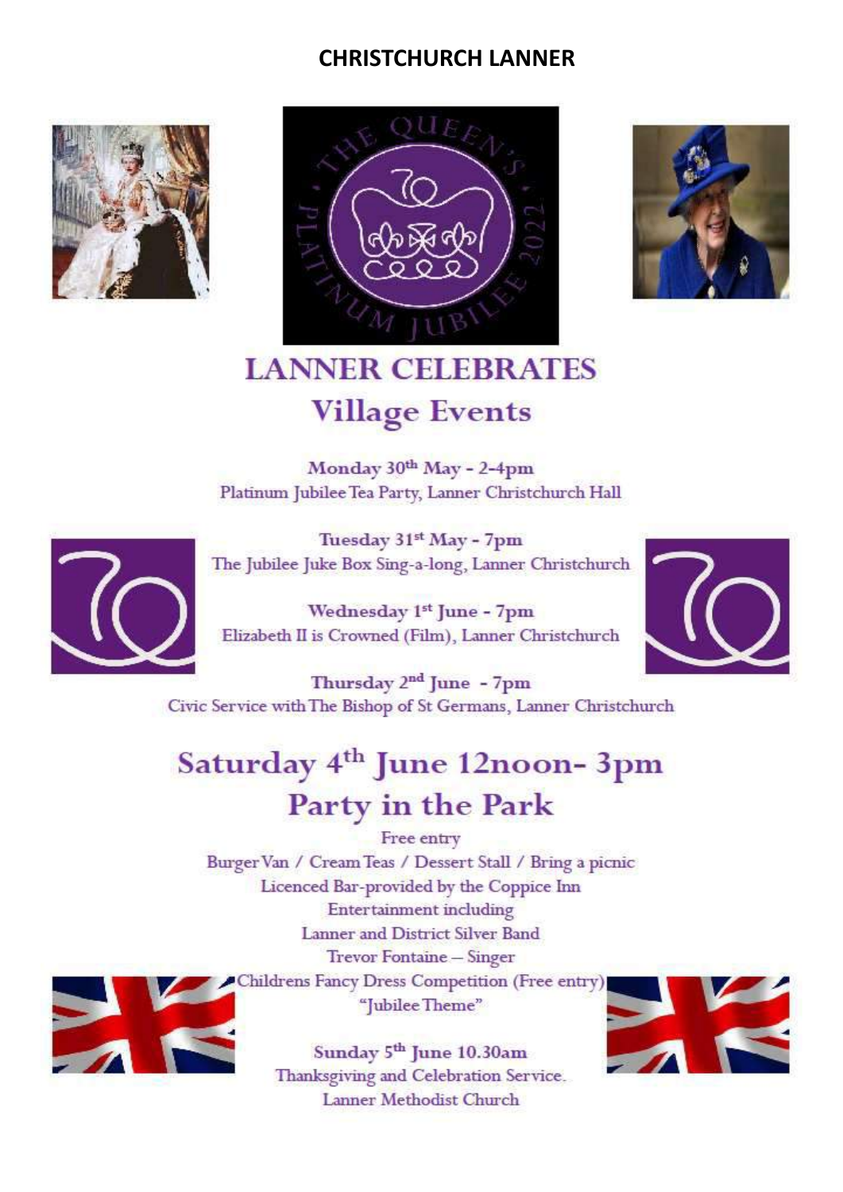# CHRISTCHURCH LANNER

## LANNER CELEBRATES

### Village Events

**Monday 30th May - 2-4pm**
Platinum Jubilee Tea Party, Lanner Christchurch Hall

**Tuesday 31st May - 7pm**
The Jubilee Juke Box Sing-a-long, Lanner Christchurch

**Wednesday 1st June - 7pm**
Elizabeth II is Crowned (Film), Lanner Christchurch

**Thursday 2nd June - 7pm**
Civic Service with The Bishop of St Germans, Lanner Christchurch

## Saturday 4th June 12noon- 3pm

## Party in the Park

Free entry

Burger Van / Cream Teas / Dessert Stall / Bring a picnic

Licenced Bar-provided by the Coppice Inn

Entertainment including

Lanner and District Silver Band

Trevor Fontaine – Singer

Childrens Fancy Dress Competition (Free entry)

"Jubilee Theme"

**Sunday 5th June 10.30am**
Thanksgiving and Celebration Service.
Lanner Methodist Church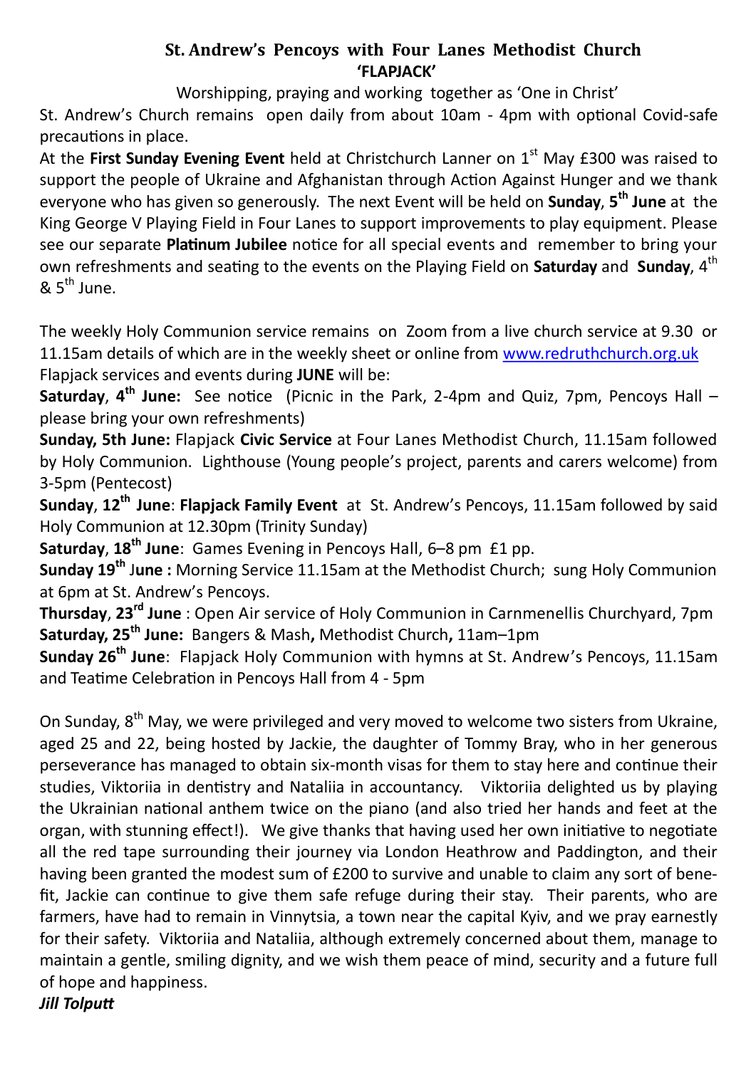## St. Andrew's Pencoys with Four Lanes Methodist Church
## 'FLAPJACK'

Worshipping, praying and working together as 'One in Christ'

St. Andrew's Church remains open daily from about 10am - 4pm with optional Covid-safe precautions in place.

At the **First Sunday Evening Event** held at Christchurch Lanner on 1st May £300 was raised to support the people of Ukraine and Afghanistan through Action Against Hunger and we thank everyone who has given so generously. The next Event will be held on **Sunday**, **5th June** at the King George V Playing Field in Four Lanes to support improvements to play equipment. Please see our separate **Platinum Jubilee** notice for all special events and remember to bring your own refreshments and seating to the events on the Playing Field on **Saturday** and **Sunday**, 4th & 5th June.

The weekly Holy Communion service remains on Zoom from a live church service at 9.30 or 11.15am details of which are in the weekly sheet or online from www.redruthchurch.org.uk

Flapjack services and events during **JUNE** will be:

**Saturday**, **4th June:** See notice (Picnic in the Park, 2-4pm and Quiz, 7pm, Pencoys Hall – please bring your own refreshments)

**Sunday, 5th June:** Flapjack **Civic Service** at Four Lanes Methodist Church, 11.15am followed by Holy Communion. Lighthouse (Young people's project, parents and carers welcome) from 3-5pm (Pentecost)

**Sunday**, **12th June**: **Flapjack Family Event** at St. Andrew's Pencoys, 11.15am followed by said Holy Communion at 12.30pm (Trinity Sunday)

**Saturday**, **18th June**: Games Evening in Pencoys Hall, 6–8 pm £1 pp.

**Sunday 19th June :** Morning Service 11.15am at the Methodist Church; sung Holy Communion at 6pm at St. Andrew's Pencoys.

**Thursday**, **23rd June** : Open Air service of Holy Communion in Carnmenellis Churchyard, 7pm

**Saturday, 25th June:** Bangers & Mash**,** Methodist Church**,** 11am–1pm

**Sunday 26th June**: Flapjack Holy Communion with hymns at St. Andrew's Pencoys, 11.15am and Teatime Celebration in Pencoys Hall from 4 - 5pm

On Sunday, 8th May, we were privileged and very moved to welcome two sisters from Ukraine, aged 25 and 22, being hosted by Jackie, the daughter of Tommy Bray, who in her generous perseverance has managed to obtain six-month visas for them to stay here and continue their studies, Viktoriia in dentistry and Nataliia in accountancy. Viktoriia delighted us by playing the Ukrainian national anthem twice on the piano (and also tried her hands and feet at the organ, with stunning effect!). We give thanks that having used her own initiative to negotiate all the red tape surrounding their journey via London Heathrow and Paddington, and their having been granted the modest sum of £200 to survive and unable to claim any sort of benefit, Jackie can continue to give them safe refuge during their stay. Their parents, who are farmers, have had to remain in Vinnytsia, a town near the capital Kyiv, and we pray earnestly for their safety. Viktoriia and Nataliia, although extremely concerned about them, manage to maintain a gentle, smiling dignity, and we wish them peace of mind, security and a future full of hope and happiness.

***Jill Tolputt***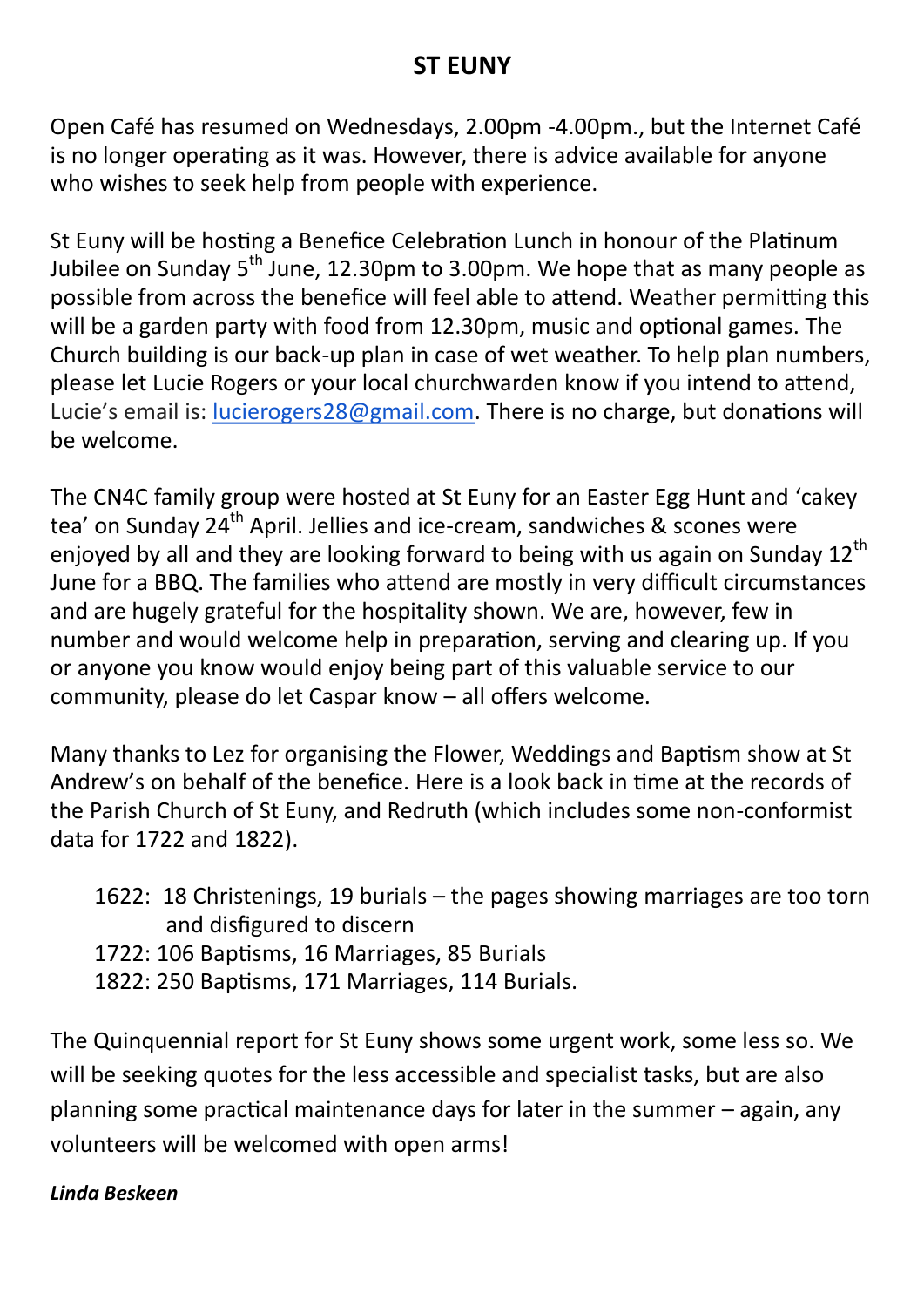## ST EUNY

Open Café has resumed on Wednesdays, 2.00pm -4.00pm., but the Internet Café is no longer operating as it was. However, there is advice available for anyone who wishes to seek help from people with experience.

St Euny will be hosting a Benefice Celebration Lunch in honour of the Platinum Jubilee on Sunday 5th June, 12.30pm to 3.00pm. We hope that as many people as possible from across the benefice will feel able to attend. Weather permitting this will be a garden party with food from 12.30pm, music and optional games. The Church building is our back-up plan in case of wet weather. To help plan numbers, please let Lucie Rogers or your local churchwarden know if you intend to attend, Lucie's email is: lucierogers28@gmail.com. There is no charge, but donations will be welcome.

The CN4C family group were hosted at St Euny for an Easter Egg Hunt and 'cakey tea' on Sunday 24th April. Jellies and ice-cream, sandwiches & scones were enjoyed by all and they are looking forward to being with us again on Sunday 12th June for a BBQ. The families who attend are mostly in very difficult circumstances and are hugely grateful for the hospitality shown. We are, however, few in number and would welcome help in preparation, serving and clearing up. If you or anyone you know would enjoy being part of this valuable service to our community, please do let Caspar know – all offers welcome.

Many thanks to Lez for organising the Flower, Weddings and Baptism show at St Andrew's on behalf of the benefice. Here is a look back in time at the records of the Parish Church of St Euny, and Redruth (which includes some non-conformist data for 1722 and 1822).

- 1622: 18 Christenings, 19 burials – the pages showing marriages are too torn and disfigured to discern
- 1722: 106 Baptisms, 16 Marriages, 85 Burials
- 1822: 250 Baptisms, 171 Marriages, 114 Burials.

The Quinquennial report for St Euny shows some urgent work, some less so. We will be seeking quotes for the less accessible and specialist tasks, but are also planning some practical maintenance days for later in the summer – again, any volunteers will be welcomed with open arms!

***Linda Beskeen***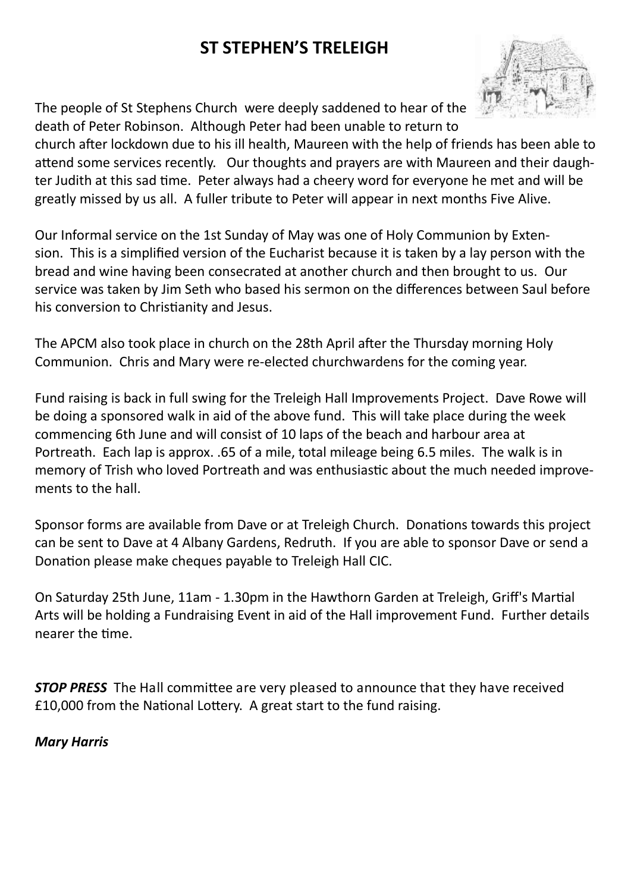# ST STEPHEN'S TRELEIGH

The people of St Stephens Church were deeply saddened to hear of the death of Peter Robinson. Although Peter had been unable to return to church after lockdown due to his ill health, Maureen with the help of friends has been able to attend some services recently. Our thoughts and prayers are with Maureen and their daughter Judith at this sad time. Peter always had a cheery word for everyone he met and will be greatly missed by us all. A fuller tribute to Peter will appear in next months Five Alive.

Our Informal service on the 1st Sunday of May was one of Holy Communion by Extension. This is a simplified version of the Eucharist because it is taken by a lay person with the bread and wine having been consecrated at another church and then brought to us. Our service was taken by Jim Seth who based his sermon on the differences between Saul before his conversion to Christianity and Jesus.

The APCM also took place in church on the 28th April after the Thursday morning Holy Communion. Chris and Mary were re-elected churchwardens for the coming year.

Fund raising is back in full swing for the Treleigh Hall Improvements Project. Dave Rowe will be doing a sponsored walk in aid of the above fund. This will take place during the week commencing 6th June and will consist of 10 laps of the beach and harbour area at Portreath. Each lap is approx. .65 of a mile, total mileage being 6.5 miles. The walk is in memory of Trish who loved Portreath and was enthusiastic about the much needed improvements to the hall.

Sponsor forms are available from Dave or at Treleigh Church. Donations towards this project can be sent to Dave at 4 Albany Gardens, Redruth. If you are able to sponsor Dave or send a Donation please make cheques payable to Treleigh Hall CIC.

On Saturday 25th June, 11am - 1.30pm in the Hawthorn Garden at Treleigh, Griff's Martial Arts will be holding a Fundraising Event in aid of the Hall improvement Fund. Further details nearer the time.

***STOP PRESS*** The Hall committee are very pleased to announce that they have received £10,000 from the National Lottery. A great start to the fund raising.

***Mary Harris***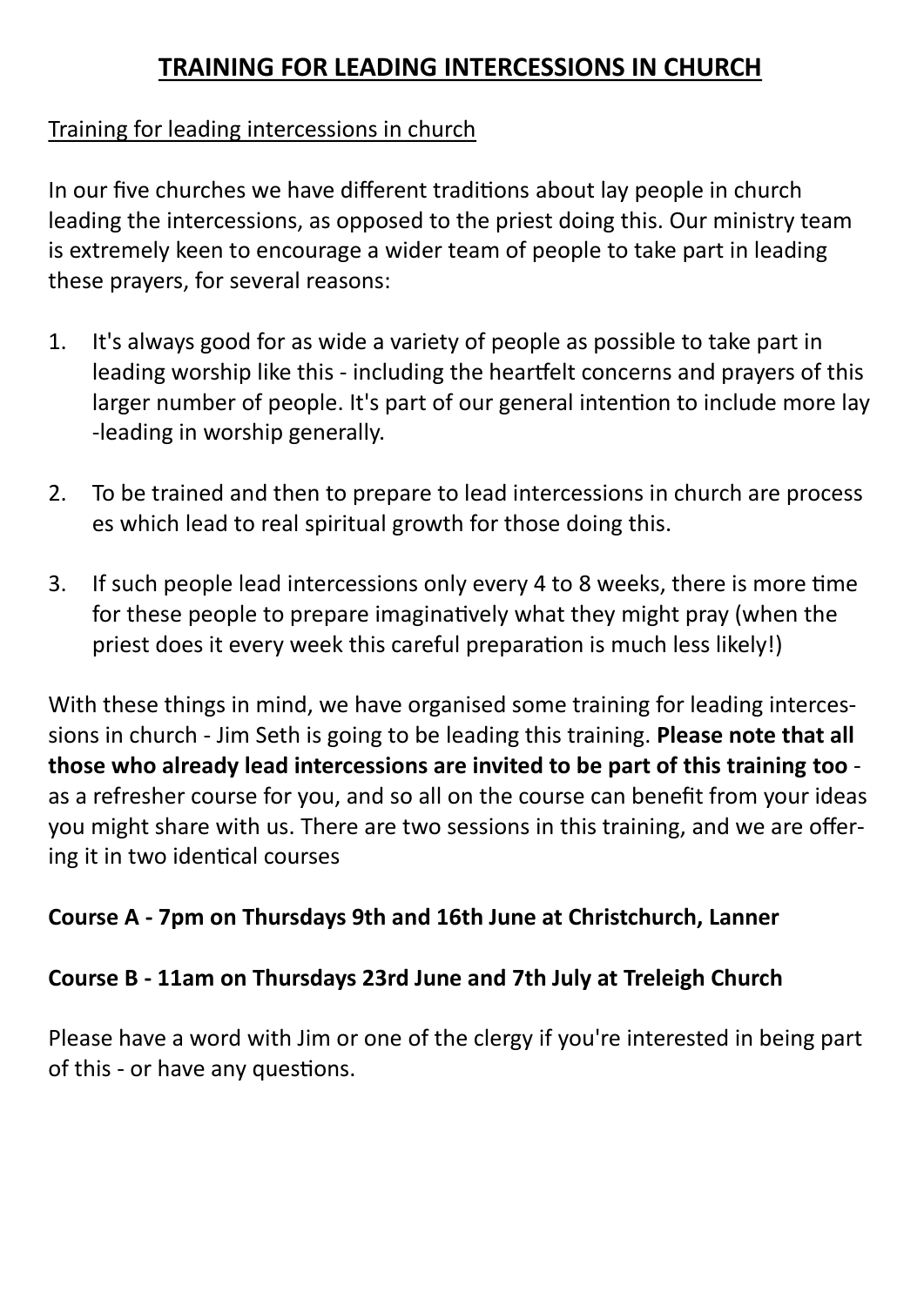# TRAINING FOR LEADING INTERCESSIONS IN CHURCH

Training for leading intercessions in church

In our five churches we have different traditions about lay people in church leading the intercessions, as opposed to the priest doing this. Our ministry team is extremely keen to encourage a wider team of people to take part in leading these prayers, for several reasons:

1. It's always good for as wide a variety of people as possible to take part in leading worship like this - including the heartfelt concerns and prayers of this larger number of people. It's part of our general intention to include more lay-leading in worship generally.

2. To be trained and then to prepare to lead intercessions in church are processes which lead to real spiritual growth for those doing this.

3. If such people lead intercessions only every 4 to 8 weeks, there is more time for these people to prepare imaginatively what they might pray (when the priest does it every week this careful preparation is much less likely!)

With these things in mind, we have organised some training for leading intercessions in church - Jim Seth is going to be leading this training. **Please note that all those who already lead intercessions are invited to be part of this training too** - as a refresher course for you, and so all on the course can benefit from your ideas you might share with us. There are two sessions in this training, and we are offering it in two identical courses

**Course A - 7pm on Thursdays 9th and 16th June at Christchurch, Lanner**

**Course B - 11am on Thursdays 23rd June and 7th July at Treleigh Church**

Please have a word with Jim or one of the clergy if you're interested in being part of this - or have any questions.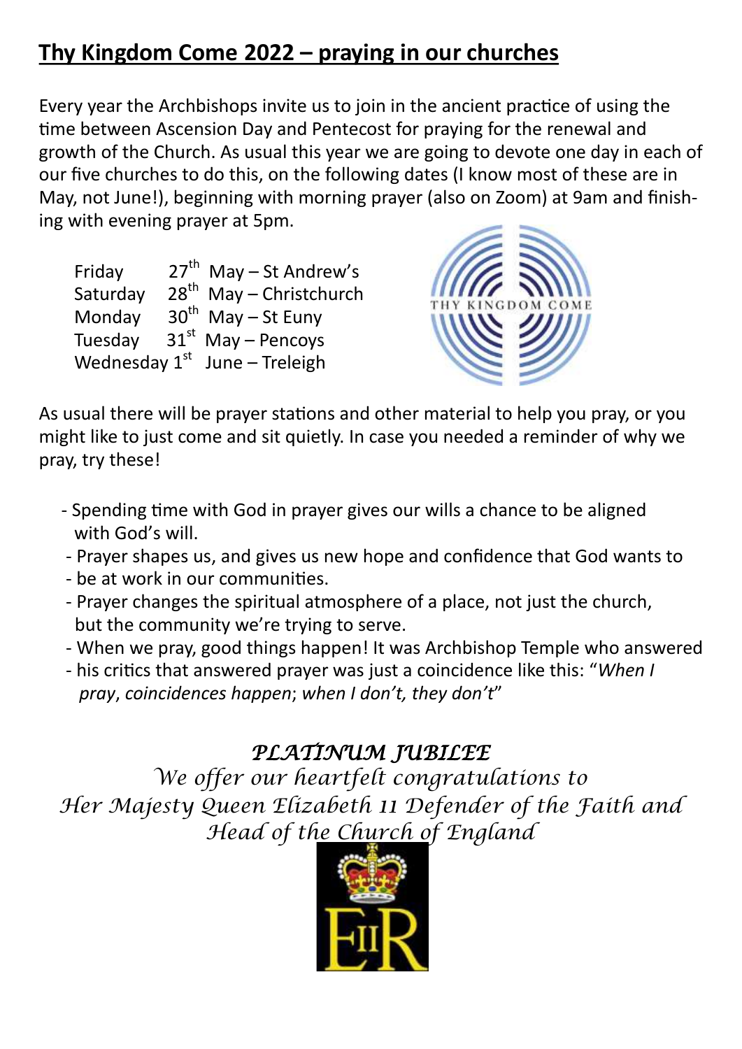## **Thy Kingdom Come 2022 – praying in our churches**

Every year the Archbishops invite us to join in the ancient practice of using the time between Ascension Day and Pentecost for praying for the renewal and growth of the Church. As usual this year we are going to devote one day in each of our five churches to do this, on the following dates (I know most of these are in May, not June!), beginning with morning prayer (also on Zoom) at 9am and finishing with evening prayer at 5pm.

Friday 27th May – St Andrew's
Saturday 28th May – Christchurch
Monday 30th May – St Euny
Tuesday 31st May – Pencoys
Wednesday 1st June – Treleigh

As usual there will be prayer stations and other material to help you pray, or you might like to just come and sit quietly. In case you needed a reminder of why we pray, try these!

- Spending time with God in prayer gives our wills a chance to be aligned with God's will.
- Prayer shapes us, and gives us new hope and confidence that God wants to
- be at work in our communities.
- Prayer changes the spiritual atmosphere of a place, not just the church, but the community we're trying to serve.
- When we pray, good things happen! It was Archbishop Temple who answered
- his critics that answered prayer was just a coincidence like this: "*When I pray*, *coincidences happen*; *when I don't, they don't*"

### *PLATINUM JUBILEE*

*We offer our heartfelt congratulations to*
*Her Majesty Queen Elizabeth 11 Defender of the Faith and Head of the Church of England*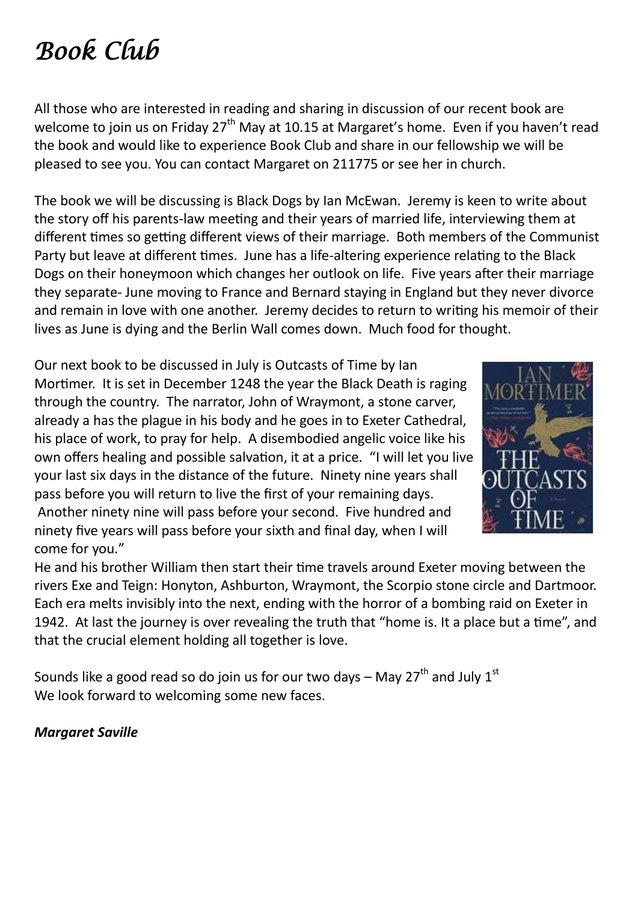# *Book Club*

All those who are interested in reading and sharing in discussion of our recent book are welcome to join us on Friday 27th May at 10.15 at Margaret's home. Even if you haven't read the book and would like to experience Book Club and share in our fellowship we will be pleased to see you. You can contact Margaret on 211775 or see her in church.

The book we will be discussing is Black Dogs by Ian McEwan. Jeremy is keen to write about the story off his parents-law meeting and their years of married life, interviewing them at different times so getting different views of their marriage. Both members of the Communist Party but leave at different times. June has a life-altering experience relating to the Black Dogs on their honeymoon which changes her outlook on life. Five years after their marriage they separate- June moving to France and Bernard staying in England but they never divorce and remain in love with one another. Jeremy decides to return to writing his memoir of their lives as June is dying and the Berlin Wall comes down. Much food for thought.

Our next book to be discussed in July is Outcasts of Time by Ian Mortimer. It is set in December 1248 the year the Black Death is raging through the country. The narrator, John of Wraymont, a stone carver, already a has the plague in his body and he goes in to Exeter Cathedral, his place of work, to pray for help. A disembodied angelic voice like his own offers healing and possible salvation, it at a price. "I will let you live your last six days in the distance of the future. Ninety nine years shall pass before you will return to live the first of your remaining days. Another ninety nine will pass before your second. Five hundred and ninety five years will pass before your sixth and final day, when I will come for you."

He and his brother William then start their time travels around Exeter moving between the rivers Exe and Teign: Honyton, Ashburton, Wraymont, the Scorpio stone circle and Dartmoor. Each era melts invisibly into the next, ending with the horror of a bombing raid on Exeter in 1942. At last the journey is over revealing the truth that "home is. It a place but a time", and that the crucial element holding all together is love.

Sounds like a good read so do join us for our two days – May 27th and July 1st
We look forward to welcoming some new faces.

***Margaret Saville***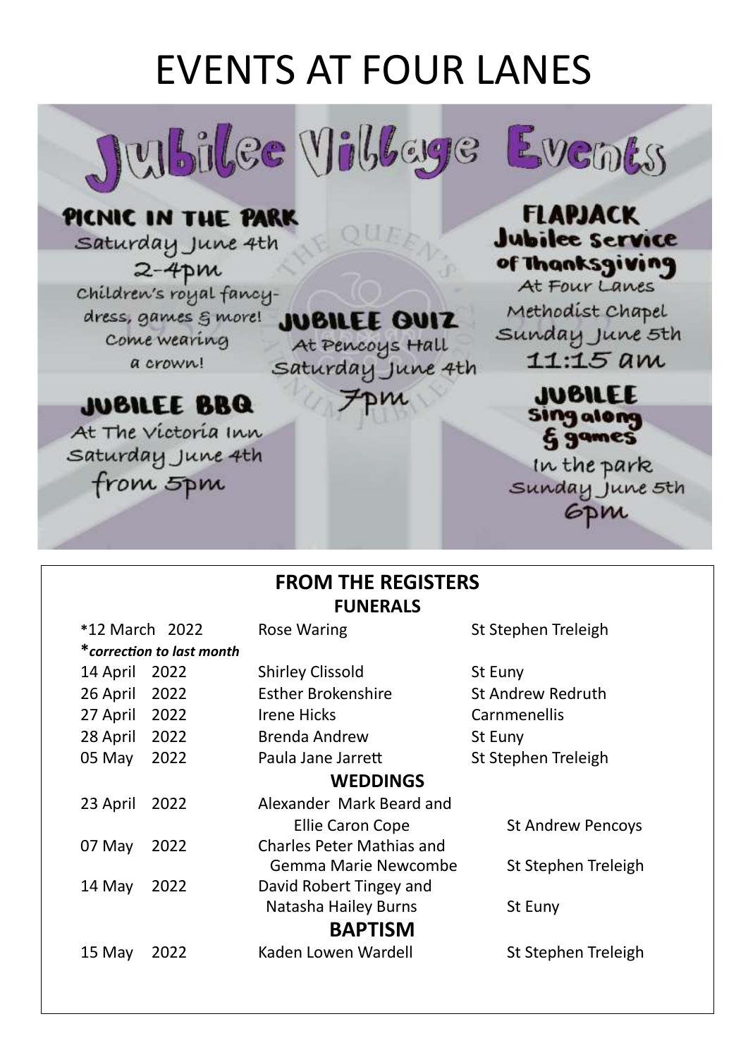# EVENTS AT FOUR LANES

## Jubilee Village Events

**PICNIC IN THE PARK**
Saturday June 4th
2-4pm
Children's royal fancy-dress, games & more! Come wearing a crown!

**JUBILEE QUIZ**
At Pencoys Hall
Saturday June 4th
7pm

**JUBILEE BBQ**
At The Victoria Inn
Saturday June 4th
from 5pm

**FLAPJACK Jubilee service of Thanksgiving**
At Four Lanes Methodist Chapel
Sunday June 5th
11:15 am

**JUBILEE sing along & games**
In the park
Sunday June 5th
6pm

## FROM THE REGISTERS

### FUNERALS

| | | |
|---|---|---|
| *12 March 2022 | Rose Waring | St Stephen Treleigh |
| ***correction to last month*** | | |
| 14 April 2022 | Shirley Clissold | St Euny |
| 26 April 2022 | Esther Brokenshire | St Andrew Redruth |
| 27 April 2022 | Irene Hicks | Carnmenellis |
| 28 April 2022 | Brenda Andrew | St Euny |
| 05 May 2022 | Paula Jane Jarrett | St Stephen Treleigh |

### WEDDINGS

| | | |
|---|---|---|
| 23 April 2022 | Alexander Mark Beard and Ellie Caron Cope | St Andrew Pencoys |
| 07 May 2022 | Charles Peter Mathias and Gemma Marie Newcombe | St Stephen Treleigh |
| 14 May 2022 | David Robert Tingey and Natasha Hailey Burns | St Euny |

### BAPTISM

| | | |
|---|---|---|
| 15 May 2022 | Kaden Lowen Wardell | St Stephen Treleigh |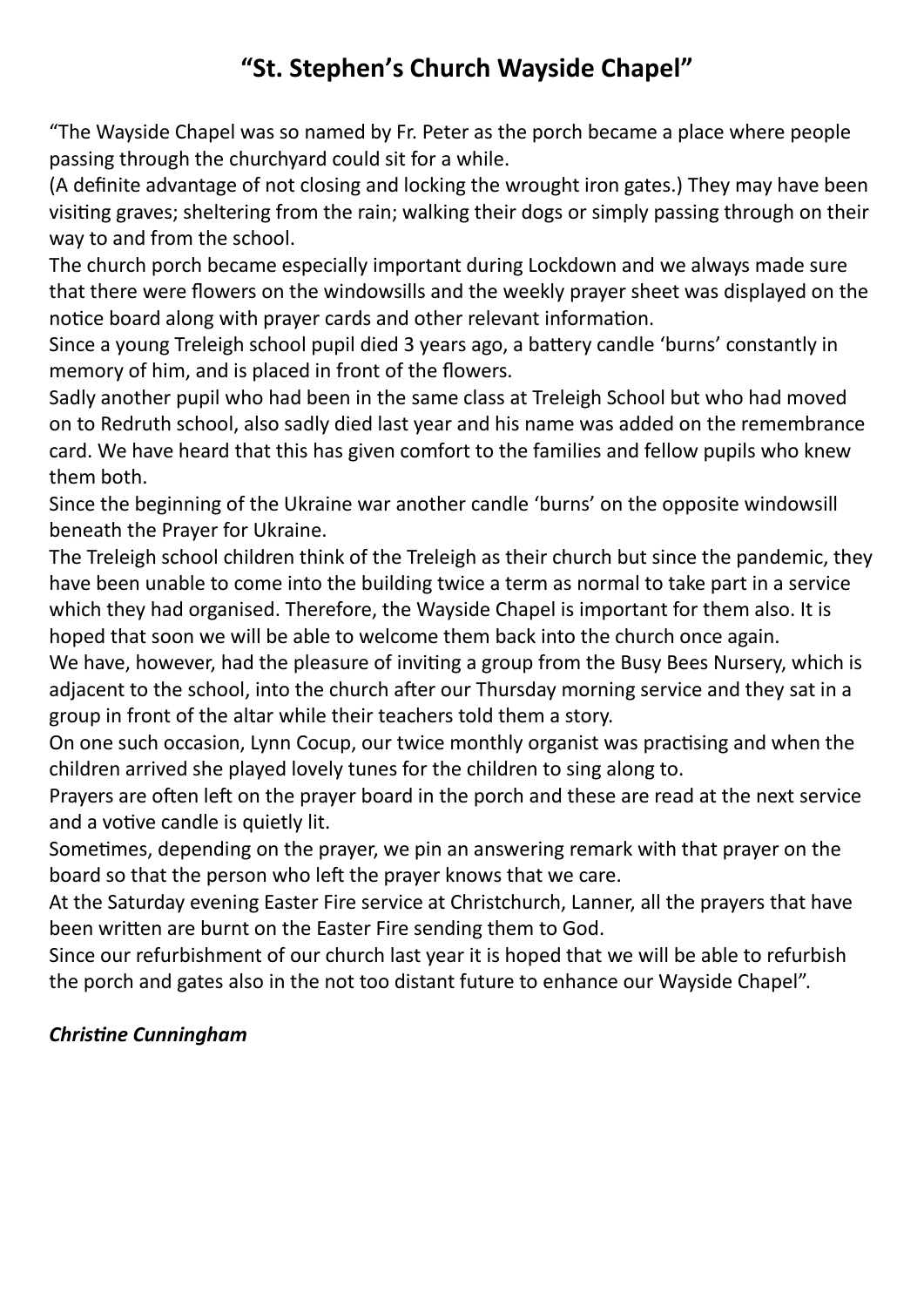## "St. Stephen's Church Wayside Chapel"

"The Wayside Chapel was so named by Fr. Peter as the porch became a place where people passing through the churchyard could sit for a while.

(A definite advantage of not closing and locking the wrought iron gates.) They may have been visiting graves; sheltering from the rain; walking their dogs or simply passing through on their way to and from the school.

The church porch became especially important during Lockdown and we always made sure that there were flowers on the windowsills and the weekly prayer sheet was displayed on the notice board along with prayer cards and other relevant information.

Since a young Treleigh school pupil died 3 years ago, a battery candle 'burns' constantly in memory of him, and is placed in front of the flowers.

Sadly another pupil who had been in the same class at Treleigh School but who had moved on to Redruth school, also sadly died last year and his name was added on the remembrance card. We have heard that this has given comfort to the families and fellow pupils who knew them both.

Since the beginning of the Ukraine war another candle 'burns' on the opposite windowsill beneath the Prayer for Ukraine.

The Treleigh school children think of the Treleigh as their church but since the pandemic, they have been unable to come into the building twice a term as normal to take part in a service which they had organised. Therefore, the Wayside Chapel is important for them also. It is hoped that soon we will be able to welcome them back into the church once again.

We have, however, had the pleasure of inviting a group from the Busy Bees Nursery, which is adjacent to the school, into the church after our Thursday morning service and they sat in a group in front of the altar while their teachers told them a story.

On one such occasion, Lynn Cocup, our twice monthly organist was practising and when the children arrived she played lovely tunes for the children to sing along to.

Prayers are often left on the prayer board in the porch and these are read at the next service and a votive candle is quietly lit.

Sometimes, depending on the prayer, we pin an answering remark with that prayer on the board so that the person who left the prayer knows that we care.

At the Saturday evening Easter Fire service at Christchurch, Lanner, all the prayers that have been written are burnt on the Easter Fire sending them to God.

Since our refurbishment of our church last year it is hoped that we will be able to refurbish the porch and gates also in the not too distant future to enhance our Wayside Chapel".

***Christine Cunningham***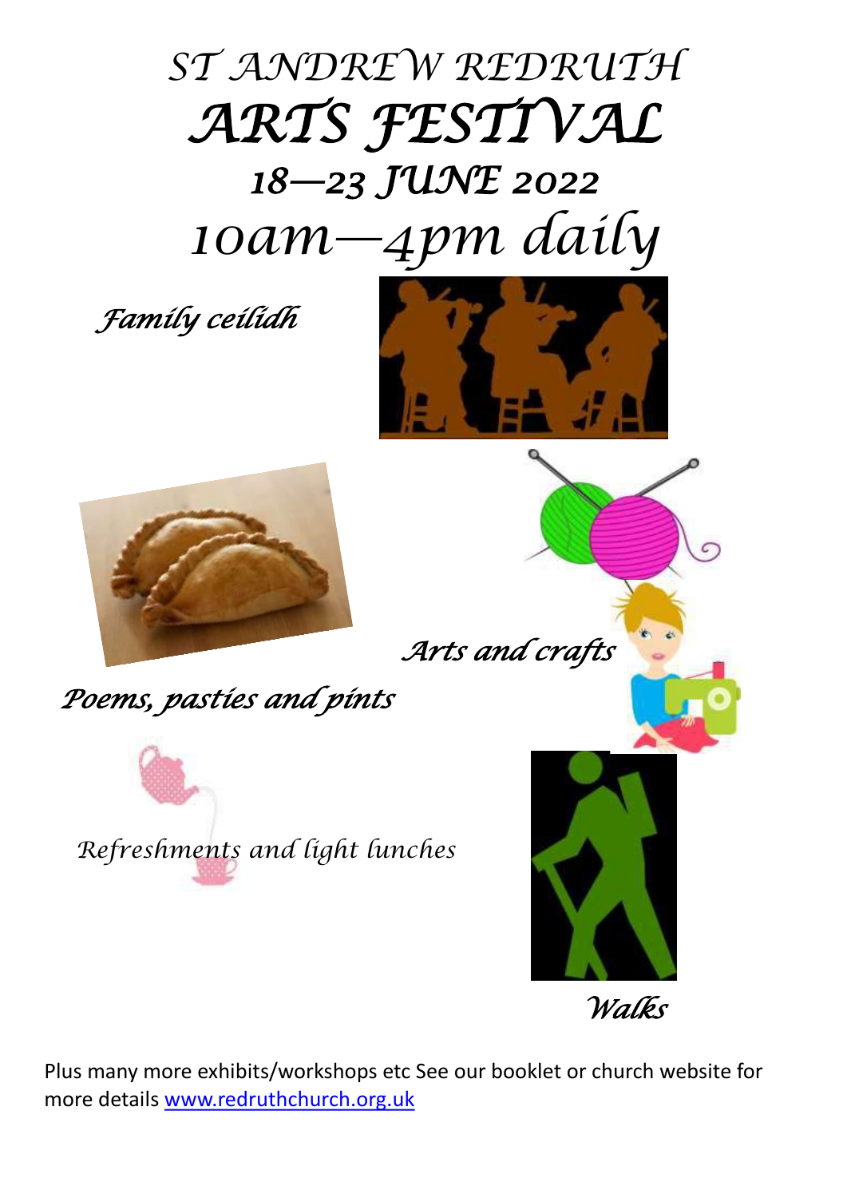# ST ANDREW REDRUTH

# ARTS FESTIVAL

## 18—23 JUNE 2022

## 10am—4pm daily

*Family ceilidh*

*Arts and crafts*

*Poems, pasties and pints*

*Refreshments and light lunches*

*Walks*

Plus many more exhibits/workshops etc See our booklet or church website for more details [www.redruthchurch.org.uk](http://www.redruthchurch.org.uk)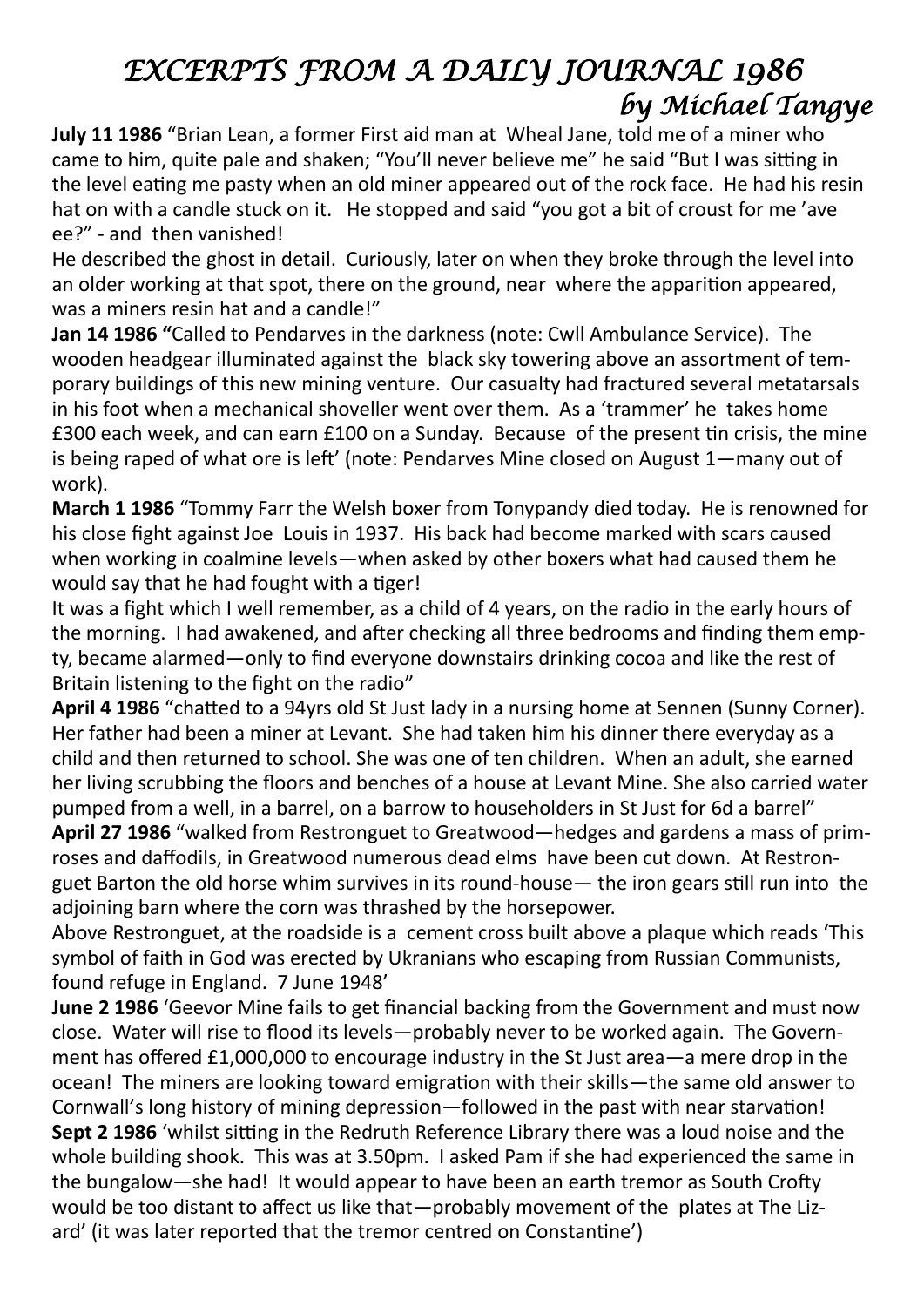# *EXCERPTS FROM A DAILY JOURNAL 1986*

## *by Michael Tangye*

**July 11 1986** "Brian Lean, a former First aid man at Wheal Jane, told me of a miner who came to him, quite pale and shaken; "You'll never believe me" he said "But I was sitting in the level eating me pasty when an old miner appeared out of the rock face. He had his resin hat on with a candle stuck on it. He stopped and said "you got a bit of croust for me 'ave ee?" - and then vanished!

He described the ghost in detail. Curiously, later on when they broke through the level into an older working at that spot, there on the ground, near where the apparition appeared, was a miners resin hat and a candle!"

**Jan 14 1986 "**Called to Pendarves in the darkness (note: Cwll Ambulance Service). The wooden headgear illuminated against the black sky towering above an assortment of temporary buildings of this new mining venture. Our casualty had fractured several metatarsals in his foot when a mechanical shoveller went over them. As a 'trammer' he takes home £300 each week, and can earn £100 on a Sunday. Because of the present tin crisis, the mine is being raped of what ore is left' (note: Pendarves Mine closed on August 1—many out of work).

**March 1 1986** "Tommy Farr the Welsh boxer from Tonypandy died today. He is renowned for his close fight against Joe Louis in 1937. His back had become marked with scars caused when working in coalmine levels—when asked by other boxers what had caused them he would say that he had fought with a tiger!

It was a fight which I well remember, as a child of 4 years, on the radio in the early hours of the morning. I had awakened, and after checking all three bedrooms and finding them empty, became alarmed—only to find everyone downstairs drinking cocoa and like the rest of Britain listening to the fight on the radio"

**April 4 1986** "chatted to a 94yrs old St Just lady in a nursing home at Sennen (Sunny Corner). Her father had been a miner at Levant. She had taken him his dinner there everyday as a child and then returned to school. She was one of ten children. When an adult, she earned her living scrubbing the floors and benches of a house at Levant Mine. She also carried water pumped from a well, in a barrel, on a barrow to householders in St Just for 6d a barrel"

**April 27 1986** "walked from Restronguet to Greatwood—hedges and gardens a mass of primroses and daffodils, in Greatwood numerous dead elms have been cut down. At Restronguet Barton the old horse whim survives in its round-house— the iron gears still run into the adjoining barn where the corn was thrashed by the horsepower.

Above Restronguet, at the roadside is a cement cross built above a plaque which reads 'This symbol of faith in God was erected by Ukranians who escaping from Russian Communists, found refuge in England. 7 June 1948'

**June 2 1986** 'Geevor Mine fails to get financial backing from the Government and must now close. Water will rise to flood its levels—probably never to be worked again. The Government has offered £1,000,000 to encourage industry in the St Just area—a mere drop in the ocean! The miners are looking toward emigration with their skills—the same old answer to Cornwall's long history of mining depression—followed in the past with near starvation!

**Sept 2 1986** 'whilst sitting in the Redruth Reference Library there was a loud noise and the whole building shook. This was at 3.50pm. I asked Pam if she had experienced the same in the bungalow—she had! It would appear to have been an earth tremor as South Crofty would be too distant to affect us like that—probably movement of the plates at The Lizard' (it was later reported that the tremor centred on Constantine')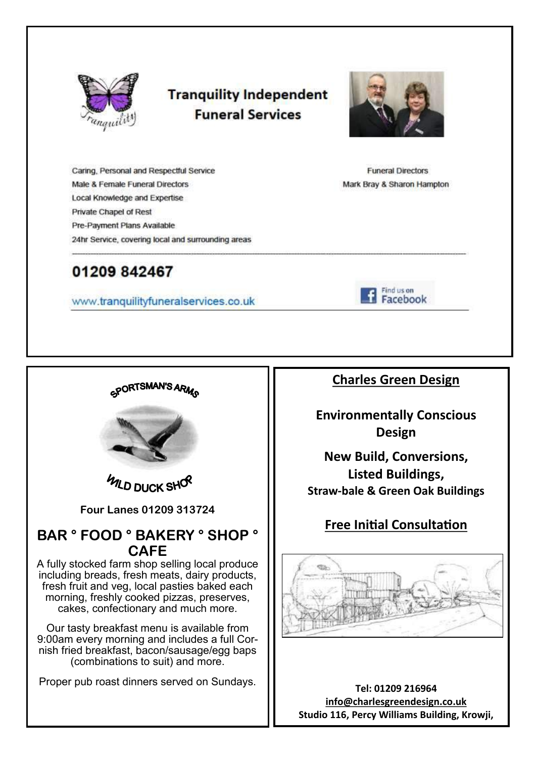## Tranquility Independent Funeral Services

Caring, Personal and Respectful Service
Male & Female Funeral Directors
Local Knowledge and Expertise
Private Chapel of Rest
Pre-Payment Plans Available
24hr Service, covering local and surrounding areas

Funeral Directors
Mark Bray & Sharon Hampton

---

**01209 842467**

www.tranquilityfuneralservices.co.uk

Find us on Facebook

---

SPORTSMAN'S ARMS

WILD DUCK SHOP

**Four Lanes 01209 313724**

## BAR ° FOOD ° BAKERY ° SHOP ° CAFE

A fully stocked farm shop selling local produce including breads, fresh meats, dairy products, fresh fruit and veg, local pasties baked each morning, freshly cooked pizzas, preserves, cakes, confectionary and much more.

Our tasty breakfast menu is available from 9:00am every morning and includes a full Cornish fried breakfast, bacon/sausage/egg baps (combinations to suit) and more.

Proper pub roast dinners served on Sundays.

---

## Charles Green Design

**Environmentally Conscious Design**

**New Build, Conversions, Listed Buildings,**
**Straw-bale & Green Oak Buildings**

**Free Initial Consultation**

**Tel: 01209 216964**
**info@charlesgreendesign.co.uk**
**Studio 116, Percy Williams Building, Krowji,**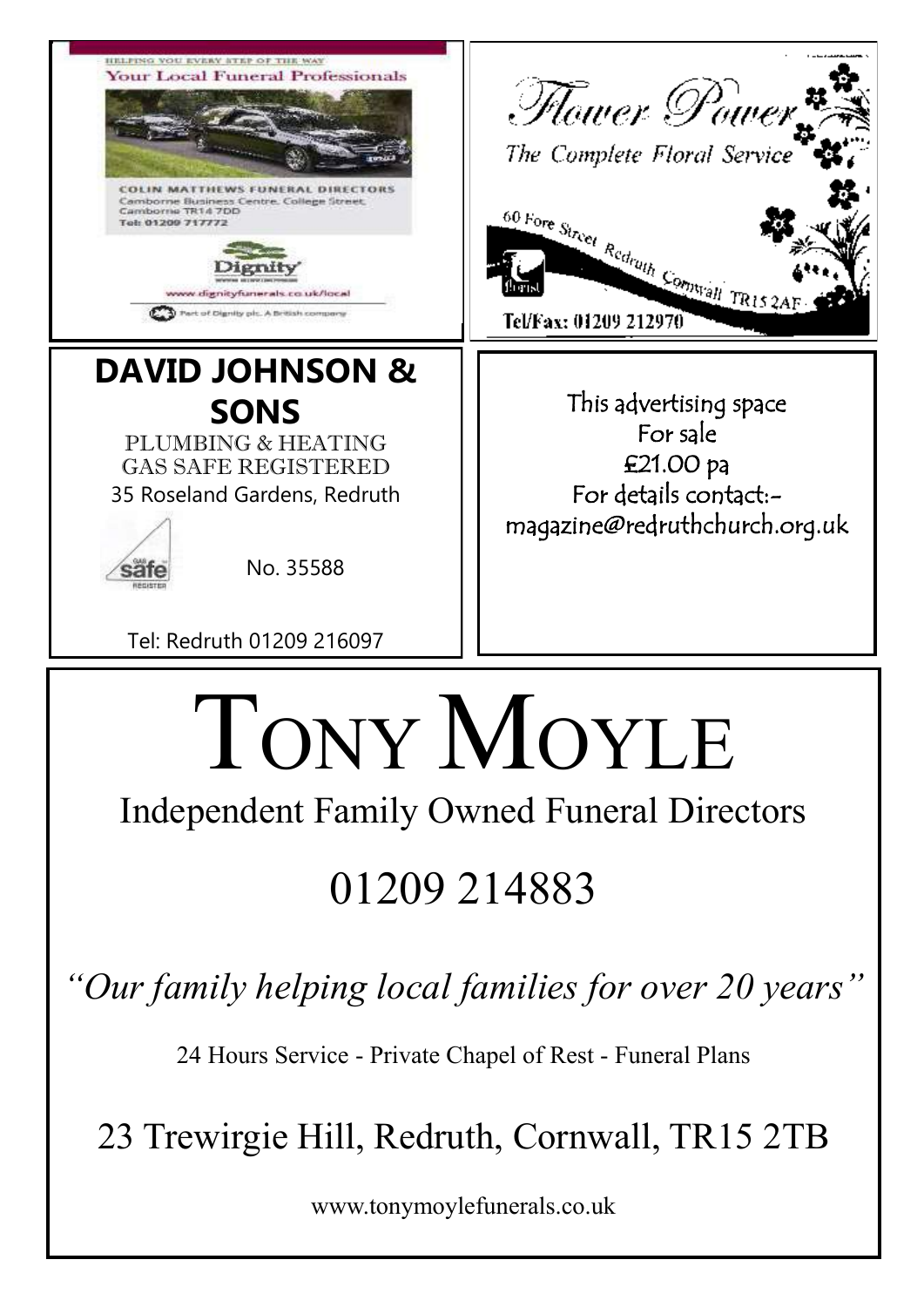HELPING YOU EVERY STEP OF THE WAY

Your Local Funeral Professionals

COLIN MATTHEWS FUNERAL DIRECTORS
Camborne Business Centre, College Street,
Camborne TR14 7DD
Tel: 01209 717772

Dignity

www.dignityfunerals.co.uk/local

Part of Dignity plc. A British company

---

Flower Power

The Complete Floral Service

60 Fore Street Redruth Cornwall TR15 2AF

Tel/Fax: 01209 212970

---

**DAVID JOHNSON & SONS**

PLUMBING & HEATING
GAS SAFE REGISTERED
35 Roseland Gardens, Redruth

Gas Safe Register No. 35588

Tel: Redruth 01209 216097

---

This advertising space
For sale
£21.00 pa
For details contact:-
magazine@redruthchurch.org.uk

---

# TONY MOYLE

Independent Family Owned Funeral Directors

01209 214883

*"Our family helping local families for over 20 years"*

24 Hours Service - Private Chapel of Rest - Funeral Plans

23 Trewirgie Hill, Redruth, Cornwall, TR15 2TB

www.tonymoylefunerals.co.uk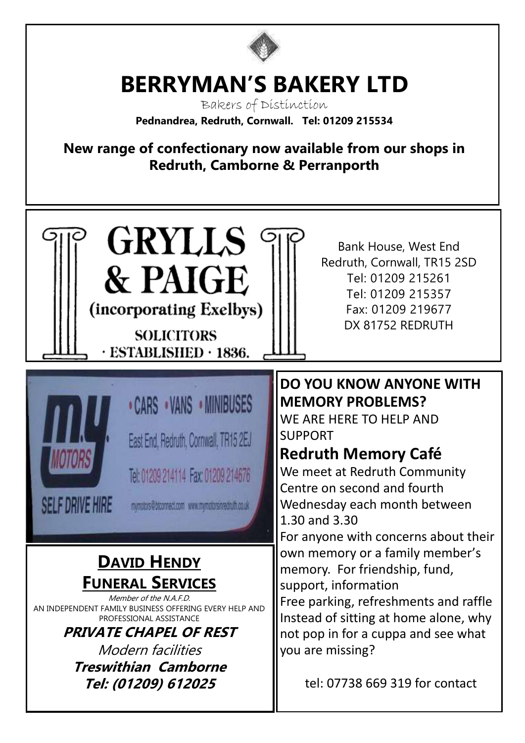# BERRYMAN'S BAKERY LTD

Bakers of Distinction

**Pednandrea, Redruth, Cornwall. Tel: 01209 215534**

**New range of confectionary now available from our shops in Redruth, Camborne & Perranporth**

---

# GRYLLS & PAIGE

(incorporating Exelbys)

SOLICITORS

· ESTABLISHED · 1836.

Bank House, West End
Redruth, Cornwall, TR15 2SD
Tel: 01209 215261
Tel: 01209 215357
Fax: 01209 219677
DX 81752 REDRUTH

---

M.Y. MOTORS

SELF DRIVE HIRE

· CARS · VANS · MINIBUSES

East End, Redruth, Cornwall, TR15 2EJ

Tel: 01209 214114 Fax: 01209 214676

mymotors@btconnect.com www.mymotorsinredruth.co.uk

---

## DAVID HENDY FUNERAL SERVICES

*Member of the N.A.F.D.*

AN INDEPENDENT FAMILY BUSINESS OFFERING EVERY HELP AND PROFESSIONAL ASSISTANCE

***PRIVATE CHAPEL OF REST***

*Modern facilities*

***Treswithian Camborne***

***Tel: (01209) 612025***

---

**DO YOU KNOW ANYONE WITH MEMORY PROBLEMS?**

WE ARE HERE TO HELP AND SUPPORT

## Redruth Memory Café

We meet at Redruth Community Centre on second and fourth Wednesday each month between 1.30 and 3.30

For anyone with concerns about their own memory or a family member's memory. For friendship, fund, support, information

Free parking, refreshments and raffle

Instead of sitting at home alone, why not pop in for a cuppa and see what you are missing?

tel: 07738 669 319 for contact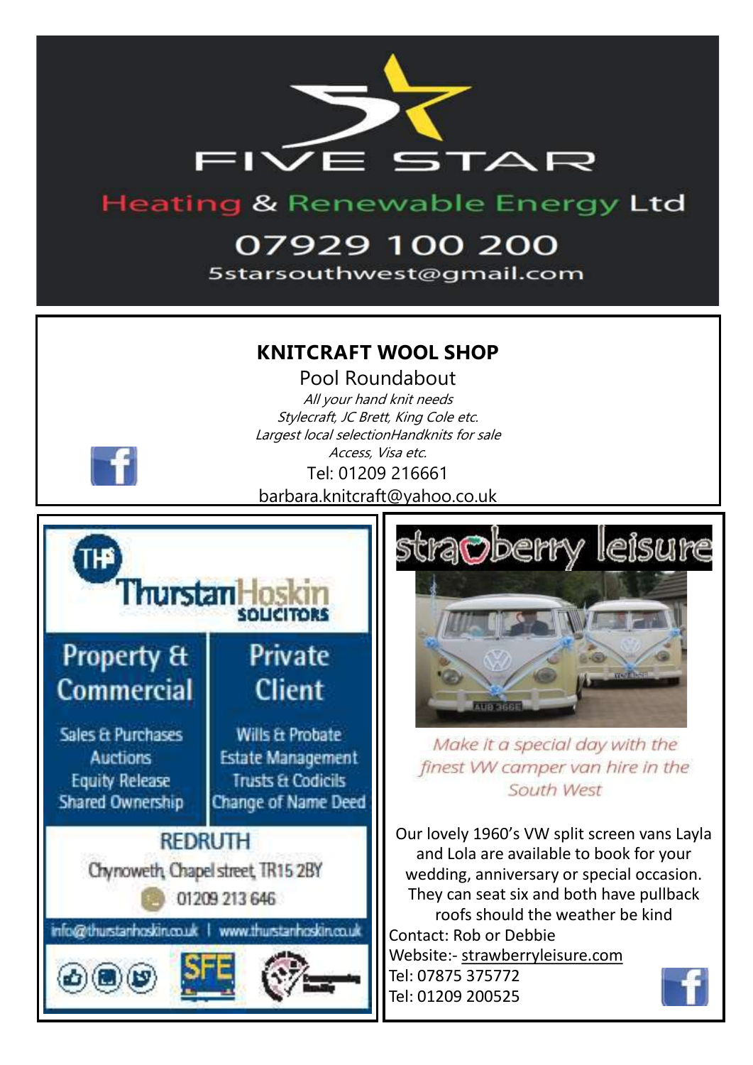# FIVE STAR

Heating & Renewable Energy Ltd

07929 100 200

5starsouthwest@gmail.com

---

## KNITCRAFT WOOL SHOP

Pool Roundabout

*All your hand knit needs*

*Stylecraft, JC Brett, King Cole etc.*

*Largest local selectionHandknits for sale*

*Access, Visa etc.*

Tel: 01209 216661

barbara.knitcraft@yahoo.co.uk

---

## ThurstanHoskin SOLICITORS

| Property & Commercial | Private Client |
|---|---|
| Sales & Purchases | Wills & Probate |
| Auctions | Estate Management |
| Equity Release | Trusts & Codicils |
| Shared Ownership | Change of Name Deed |

REDRUTH

Chynoweth, Chapel street, TR15 2BY

01209 213 646

info@thurstanhoskin.co.uk | www.thurstanhoskin.co.uk

---

## strawberry leisure

*Make it a special day with the finest VW camper van hire in the South West*

Our lovely 1960's VW split screen vans Layla and Lola are available to book for your wedding, anniversary or special occasion. They can seat six and both have pullback roofs should the weather be kind

Contact: Rob or Debbie

Website:- strawberryleisure.com

Tel: 07875 375772

Tel: 01209 200525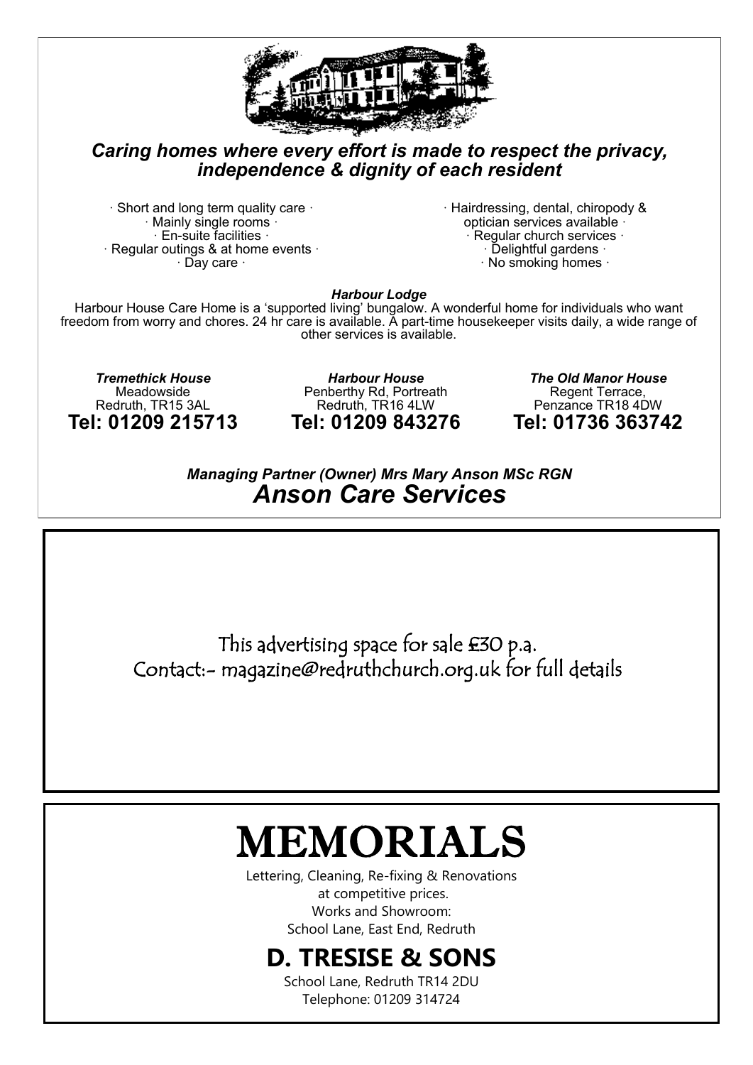***Caring homes where every effort is made to respect the privacy, independence & dignity of each resident***

- Short and long term quality care
- Mainly single rooms
- En-suite facilities
- Regular outings & at home events
- Day care
- Hairdressing, dental, chiropody & optician services available
- Regular church services
- Delightful gardens
- No smoking homes

***Harbour Lodge***

Harbour House Care Home is a 'supported living' bungalow. A wonderful home for individuals who want freedom from worry and chores. 24 hr care is available. A part-time housekeeper visits daily, a wide range of other services is available.

***Tremethick House***
Meadowside
Redruth, TR15 3AL
**Tel: 01209 215713**

***Harbour House***
Penberthy Rd, Portreath
Redruth, TR16 4LW
**Tel: 01209 843276**

***The Old Manor House***
Regent Terrace,
Penzance TR18 4DW
**Tel: 01736 363742**

***Managing Partner (Owner) Mrs Mary Anson MSc RGN***

***Anson Care Services***

---

This advertising space for sale £30 p.a.
Contact:- magazine@redruthchurch.org.uk for full details

---

# MEMORIALS

Lettering, Cleaning, Re-fixing & Renovations
at competitive prices.
Works and Showroom:
School Lane, East End, Redruth

## D. TRESISE & SONS

School Lane, Redruth TR14 2DU
Telephone: 01209 314724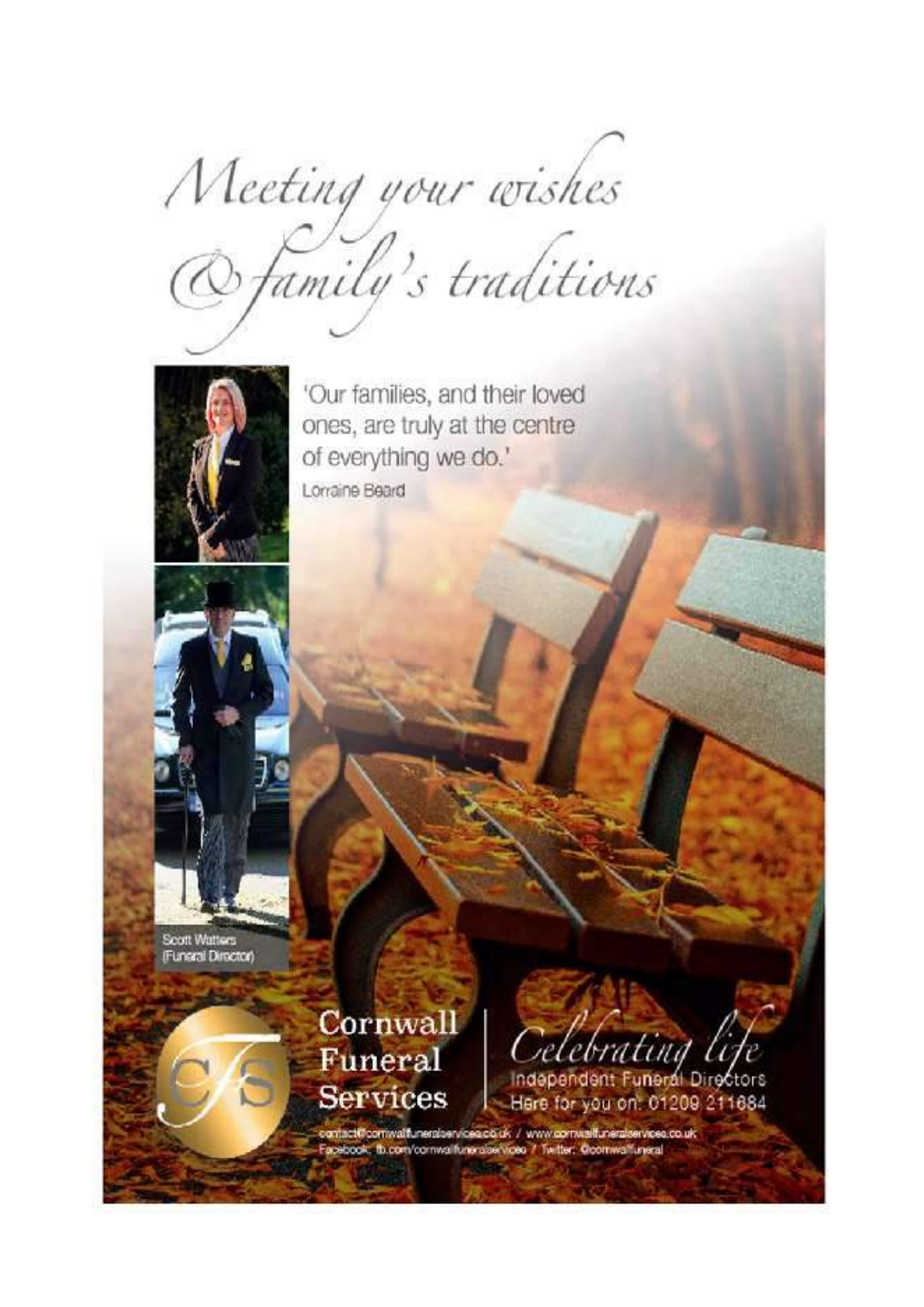# *Meeting your wishes & family's traditions*

'Our families, and their loved ones, are truly at the centre of everything we do.'

Lorraine Beard

Scott Watters (Funeral Director)

**Cornwall Funeral Services**

*Celebrating life*

Independent Funeral Directors

Here for you on: 01209 211684

contact@cornwallfuneralservices.co.uk / www.cornwallfuneralservices.co.uk

Facebook: fb.com/cornwallfuneralservices / Twitter: @cornwallfuneral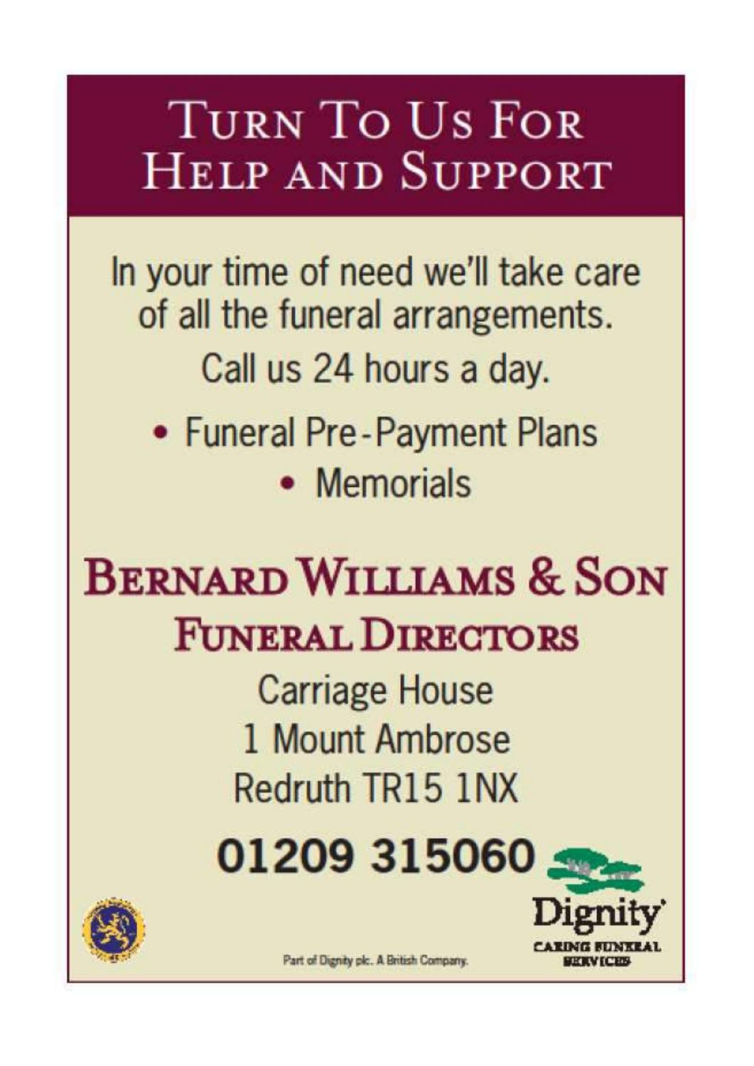# Turn To Us For Help and Support

In your time of need we'll take care of all the funeral arrangements.

Call us 24 hours a day.

- Funeral Pre-Payment Plans
- Memorials

## Bernard Williams & Son
### Funeral Directors

Carriage House
1 Mount Ambrose
Redruth TR15 1NX

**01209 315060**

Dignity
CARING FUNERAL SERVICES

Part of Dignity plc. A British Company.